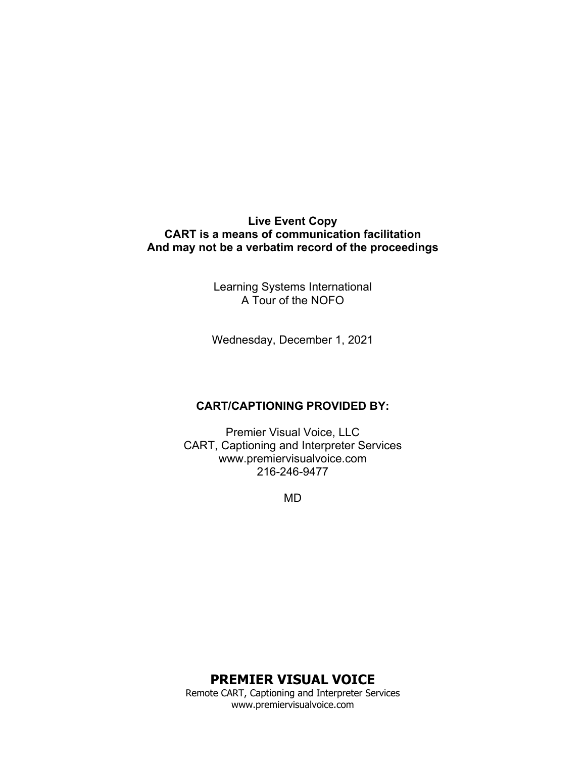**Live Event Copy**
**CART is a means of communication facilitation**
**And may not be a verbatim record of the proceedings**

Learning Systems International
A Tour of the NOFO

Wednesday, December 1, 2021

**CART/CAPTIONING PROVIDED BY:**

Premier Visual Voice, LLC
CART, Captioning and Interpreter Services
www.premiervisualvoice.com
216-246-9477

MD

**PREMIER VISUAL VOICE**
Remote CART, Captioning and Interpreter Services
www.premiervisualvoice.com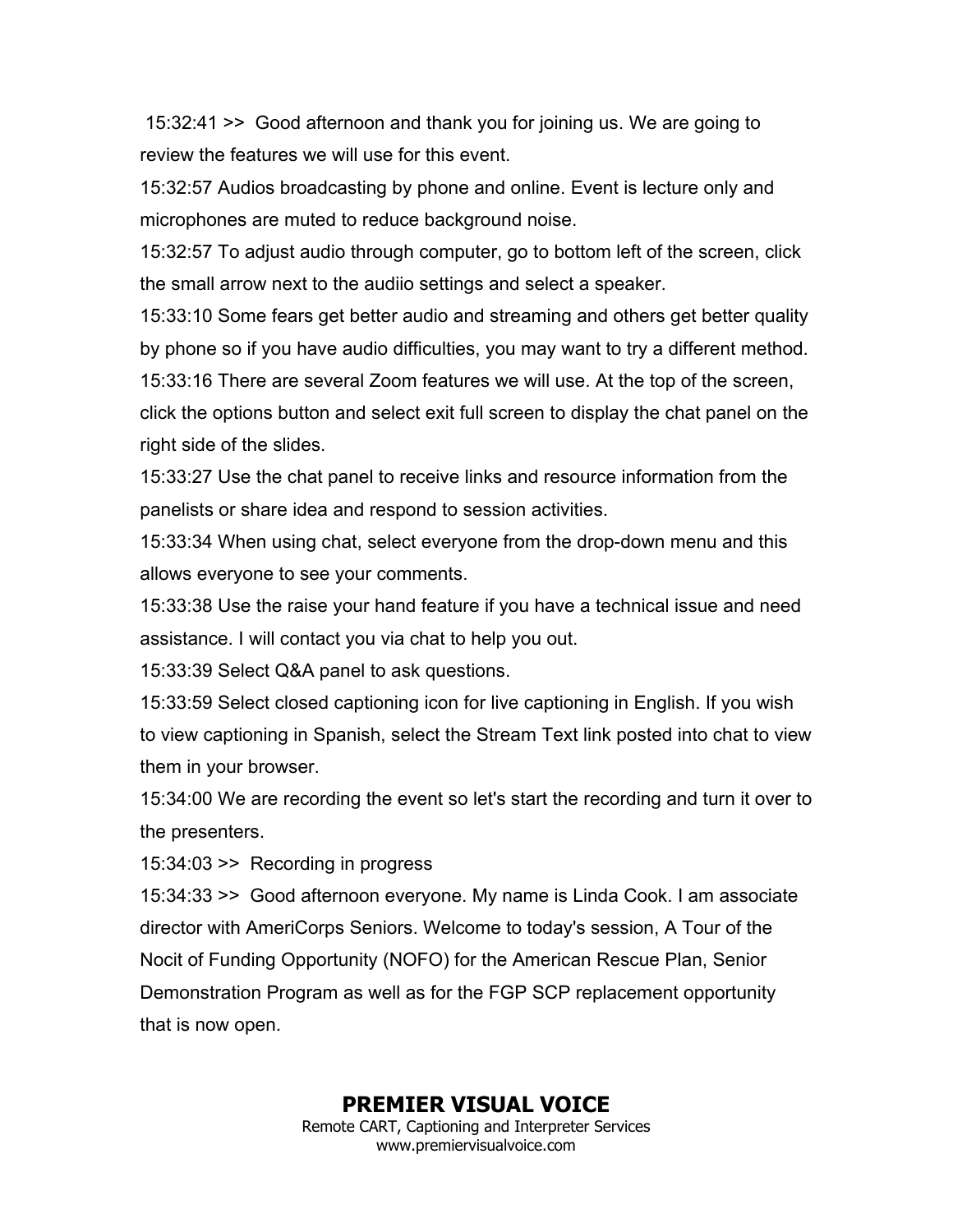15:32:41 >>  Good afternoon and thank you for joining us. We are going to review the features we will use for this event.

15:32:57 Audios broadcasting by phone and online. Event is lecture only and microphones are muted to reduce background noise.

15:32:57 To adjust audio through computer, go to bottom left of the screen, click the small arrow next to the audiio settings and select a speaker.

15:33:10 Some fears get better audio and streaming and others get better quality by phone so if you have audio difficulties, you may want to try a different method.

15:33:16 There are several Zoom features we will use. At the top of the screen, click the options button and select exit full screen to display the chat panel on the right side of the slides.

15:33:27 Use the chat panel to receive links and resource information from the panelists or share idea and respond to session activities.

15:33:34 When using chat, select everyone from the drop-down menu and this allows everyone to see your comments.

15:33:38 Use the raise your hand feature if you have a technical issue and need assistance. I will contact you via chat to help you out.

15:33:39 Select Q&A panel to ask questions.

15:33:59 Select closed captioning icon for live captioning in English. If you wish to view captioning in Spanish, select the Stream Text link posted into chat to view them in your browser.

15:34:00 We are recording the event so let's start the recording and turn it over to the presenters.

15:34:03 >>  Recording in progress

15:34:33 >>  Good afternoon everyone. My name is Linda Cook. I am associate director with AmeriCorps Seniors. Welcome to today's session, A Tour of the Nocit of Funding Opportunity (NOFO) for the American Rescue Plan, Senior Demonstration Program as well as for the FGP SCP replacement opportunity that is now open.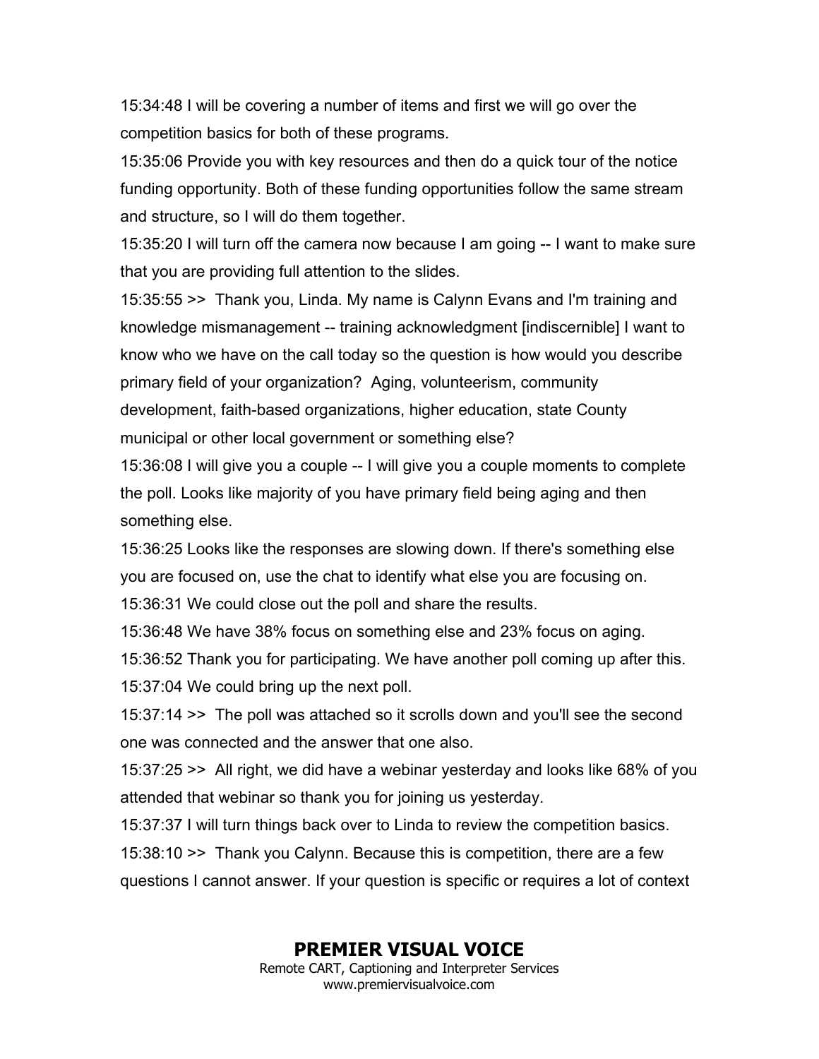15:34:48 I will be covering a number of items and first we will go over the competition basics for both of these programs.

15:35:06 Provide you with key resources and then do a quick tour of the notice funding opportunity. Both of these funding opportunities follow the same stream and structure, so I will do them together.

15:35:20 I will turn off the camera now because I am going -- I want to make sure that you are providing full attention to the slides.

15:35:55 >> Thank you, Linda. My name is Calynn Evans and I'm training and knowledge mismanagement -- training acknowledgment [indiscernible] I want to know who we have on the call today so the question is how would you describe primary field of your organization? Aging, volunteerism, community development, faith-based organizations, higher education, state County municipal or other local government or something else?

15:36:08 I will give you a couple -- I will give you a couple moments to complete the poll. Looks like majority of you have primary field being aging and then something else.

15:36:25 Looks like the responses are slowing down. If there's something else you are focused on, use the chat to identify what else you are focusing on.

15:36:31 We could close out the poll and share the results.

15:36:48 We have 38% focus on something else and 23% focus on aging.

15:36:52 Thank you for participating. We have another poll coming up after this.

15:37:04 We could bring up the next poll.

15:37:14 >> The poll was attached so it scrolls down and you'll see the second one was connected and the answer that one also.

15:37:25 >> All right, we did have a webinar yesterday and looks like 68% of you attended that webinar so thank you for joining us yesterday.

15:37:37 I will turn things back over to Linda to review the competition basics.

15:38:10 >> Thank you Calynn. Because this is competition, there are a few questions I cannot answer. If your question is specific or requires a lot of context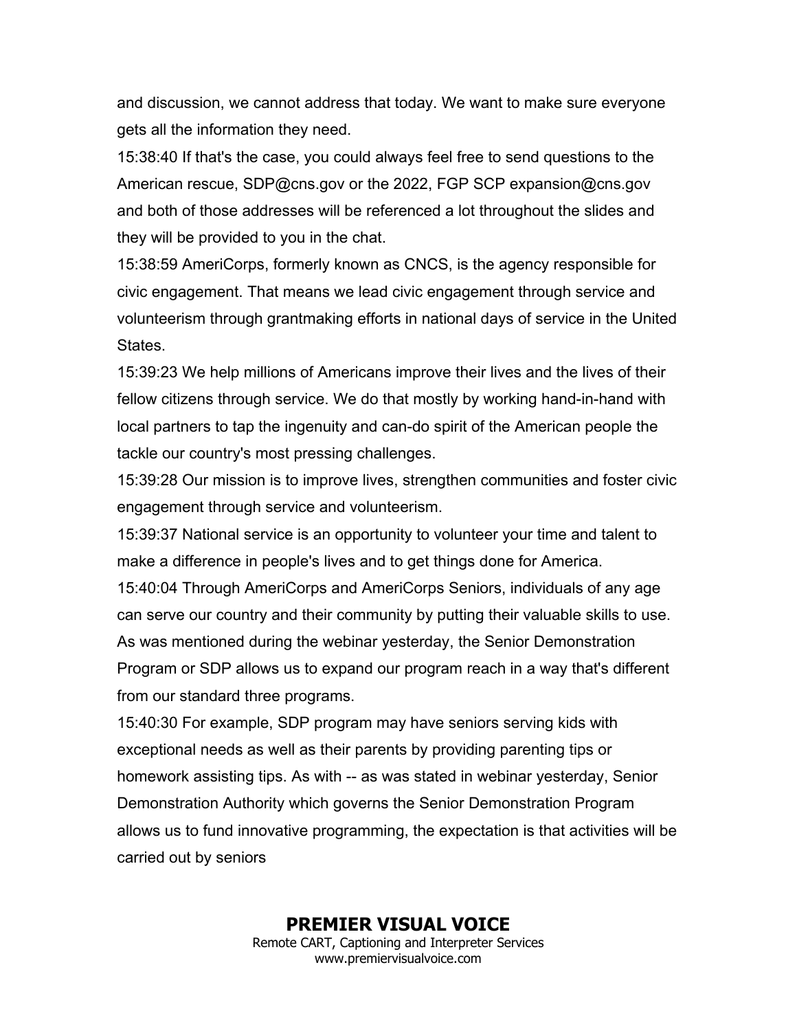and discussion, we cannot address that today. We want to make sure everyone gets all the information they need.

15:38:40 If that's the case, you could always feel free to send questions to the American rescue, SDP@cns.gov or the 2022, FGP SCP expansion@cns.gov and both of those addresses will be referenced a lot throughout the slides and they will be provided to you in the chat.

15:38:59 AmeriCorps, formerly known as CNCS, is the agency responsible for civic engagement. That means we lead civic engagement through service and volunteerism through grantmaking efforts in national days of service in the United States.

15:39:23 We help millions of Americans improve their lives and the lives of their fellow citizens through service. We do that mostly by working hand-in-hand with local partners to tap the ingenuity and can-do spirit of the American people the tackle our country's most pressing challenges.

15:39:28 Our mission is to improve lives, strengthen communities and foster civic engagement through service and volunteerism.

15:39:37 National service is an opportunity to volunteer your time and talent to make a difference in people's lives and to get things done for America.

15:40:04 Through AmeriCorps and AmeriCorps Seniors, individuals of any age can serve our country and their community by putting their valuable skills to use. As was mentioned during the webinar yesterday, the Senior Demonstration Program or SDP allows us to expand our program reach in a way that's different from our standard three programs.

15:40:30 For example, SDP program may have seniors serving kids with exceptional needs as well as their parents by providing parenting tips or homework assisting tips. As with -- as was stated in webinar yesterday, Senior Demonstration Authority which governs the Senior Demonstration Program allows us to fund innovative programming, the expectation is that activities will be carried out by seniors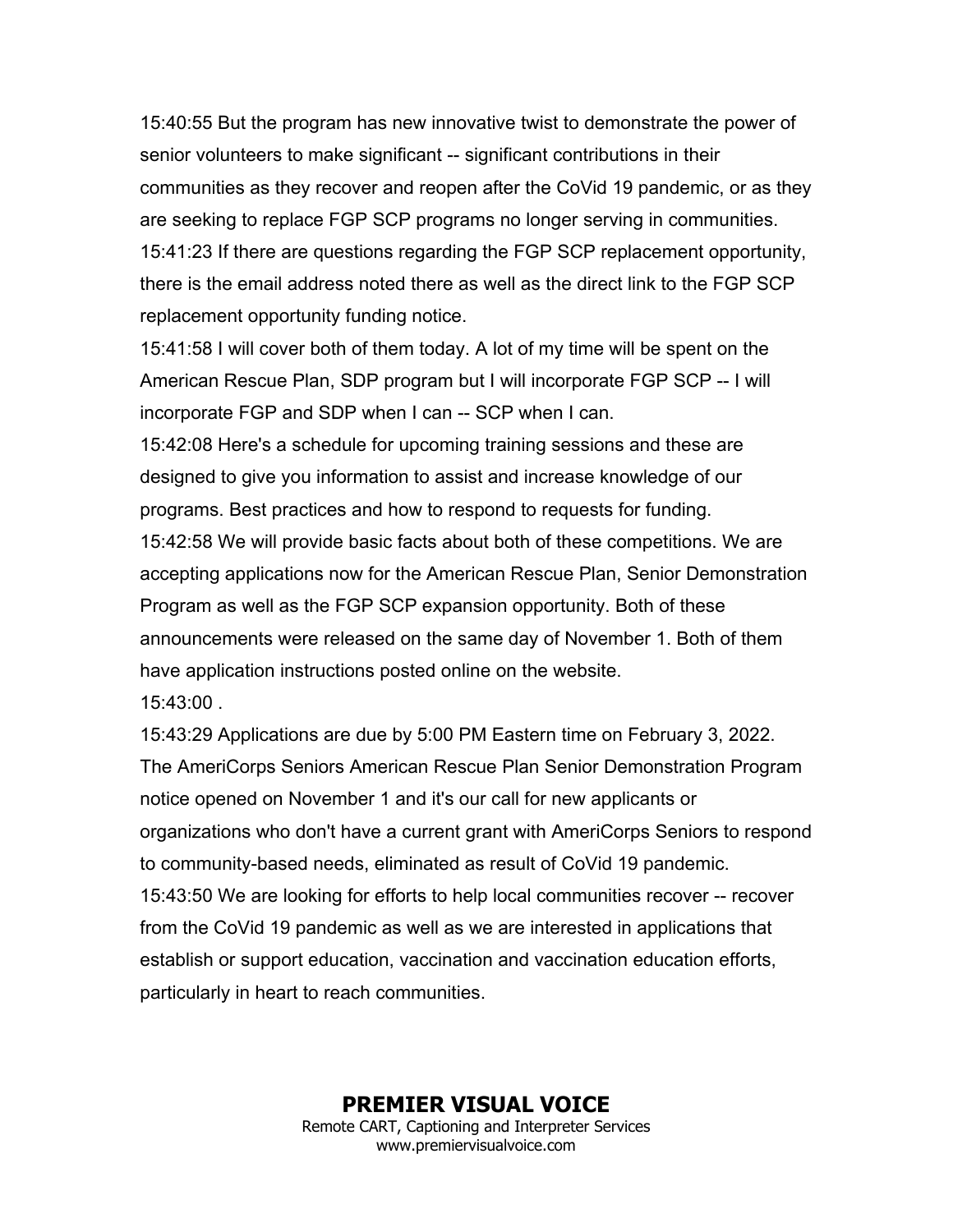15:40:55 But the program has new innovative twist to demonstrate the power of senior volunteers to make significant -- significant contributions in their communities as they recover and reopen after the CoVid 19 pandemic, or as they are seeking to replace FGP SCP programs no longer serving in communities.

15:41:23 If there are questions regarding the FGP SCP replacement opportunity, there is the email address noted there as well as the direct link to the FGP SCP replacement opportunity funding notice.

15:41:58 I will cover both of them today. A lot of my time will be spent on the American Rescue Plan, SDP program but I will incorporate FGP SCP -- I will incorporate FGP and SDP when I can -- SCP when I can.

15:42:08 Here's a schedule for upcoming training sessions and these are designed to give you information to assist and increase knowledge of our programs. Best practices and how to respond to requests for funding.

15:42:58 We will provide basic facts about both of these competitions. We are accepting applications now for the American Rescue Plan, Senior Demonstration Program as well as the FGP SCP expansion opportunity. Both of these announcements were released on the same day of November 1. Both of them have application instructions posted online on the website.

15:43:00 .

15:43:29 Applications are due by 5:00 PM Eastern time on February 3, 2022. The AmeriCorps Seniors American Rescue Plan Senior Demonstration Program notice opened on November 1 and it's our call for new applicants or organizations who don't have a current grant with AmeriCorps Seniors to respond to community-based needs, eliminated as result of CoVid 19 pandemic.

15:43:50 We are looking for efforts to help local communities recover -- recover from the CoVid 19 pandemic as well as we are interested in applications that establish or support education, vaccination and vaccination education efforts, particularly in heart to reach communities.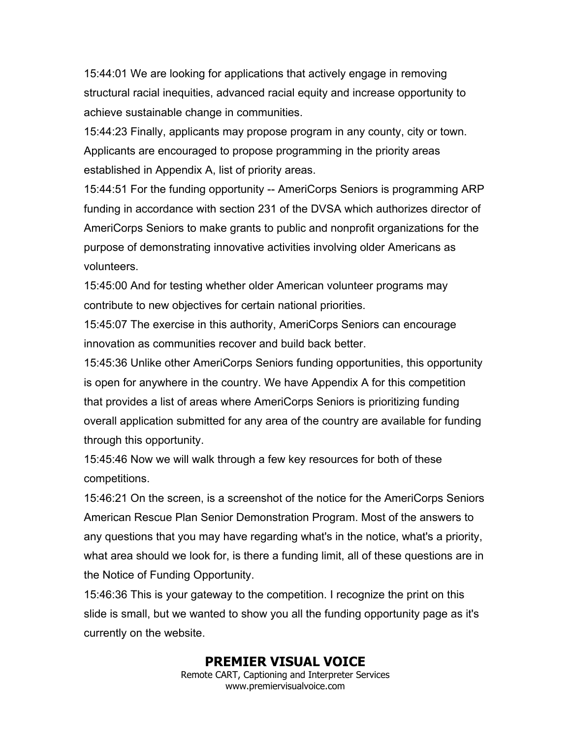15:44:01 We are looking for applications that actively engage in removing structural racial inequities, advanced racial equity and increase opportunity to achieve sustainable change in communities.

15:44:23 Finally, applicants may propose program in any county, city or town. Applicants are encouraged to propose programming in the priority areas established in Appendix A, list of priority areas.

15:44:51 For the funding opportunity -- AmeriCorps Seniors is programming ARP funding in accordance with section 231 of the DVSA which authorizes director of AmeriCorps Seniors to make grants to public and nonprofit organizations for the purpose of demonstrating innovative activities involving older Americans as volunteers.

15:45:00 And for testing whether older American volunteer programs may contribute to new objectives for certain national priorities.

15:45:07 The exercise in this authority, AmeriCorps Seniors can encourage innovation as communities recover and build back better.

15:45:36 Unlike other AmeriCorps Seniors funding opportunities, this opportunity is open for anywhere in the country. We have Appendix A for this competition that provides a list of areas where AmeriCorps Seniors is prioritizing funding overall application submitted for any area of the country are available for funding through this opportunity.

15:45:46 Now we will walk through a few key resources for both of these competitions.

15:46:21 On the screen, is a screenshot of the notice for the AmeriCorps Seniors American Rescue Plan Senior Demonstration Program. Most of the answers to any questions that you may have regarding what's in the notice, what's a priority, what area should we look for, is there a funding limit, all of these questions are in the Notice of Funding Opportunity.

15:46:36 This is your gateway to the competition. I recognize the print on this slide is small, but we wanted to show you all the funding opportunity page as it's currently on the website.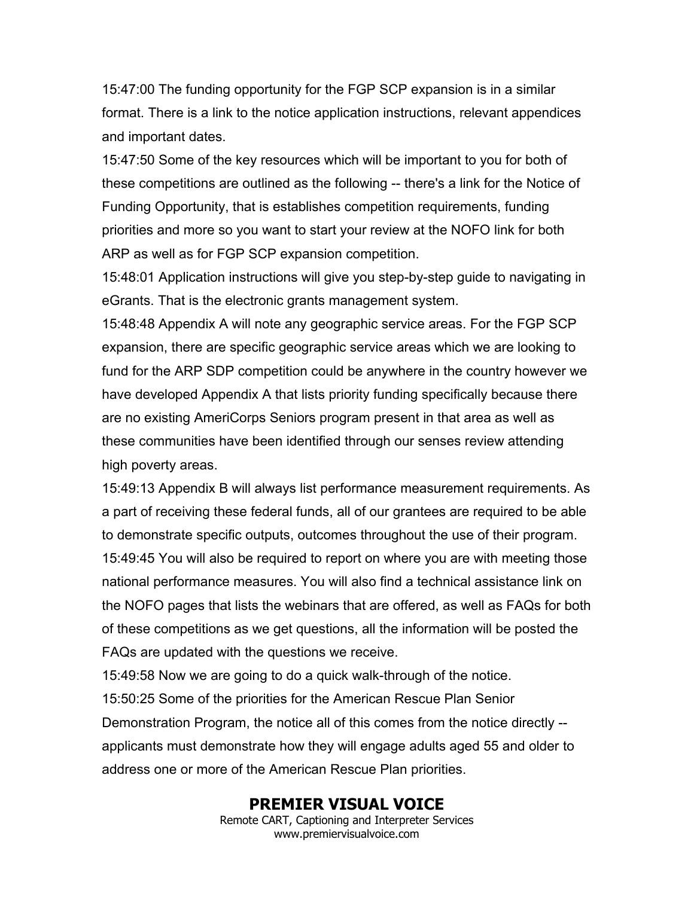15:47:00 The funding opportunity for the FGP SCP expansion is in a similar format. There is a link to the notice application instructions, relevant appendices and important dates.

15:47:50 Some of the key resources which will be important to you for both of these competitions are outlined as the following -- there's a link for the Notice of Funding Opportunity, that is establishes competition requirements, funding priorities and more so you want to start your review at the NOFO link for both ARP as well as for FGP SCP expansion competition.

15:48:01 Application instructions will give you step-by-step guide to navigating in eGrants. That is the electronic grants management system.

15:48:48 Appendix A will note any geographic service areas. For the FGP SCP expansion, there are specific geographic service areas which we are looking to fund for the ARP SDP competition could be anywhere in the country however we have developed Appendix A that lists priority funding specifically because there are no existing AmeriCorps Seniors program present in that area as well as these communities have been identified through our senses review attending high poverty areas.

15:49:13 Appendix B will always list performance measurement requirements. As a part of receiving these federal funds, all of our grantees are required to be able to demonstrate specific outputs, outcomes throughout the use of their program.

15:49:45 You will also be required to report on where you are with meeting those national performance measures. You will also find a technical assistance link on the NOFO pages that lists the webinars that are offered, as well as FAQs for both of these competitions as we get questions, all the information will be posted the FAQs are updated with the questions we receive.

15:49:58 Now we are going to do a quick walk-through of the notice.

15:50:25 Some of the priorities for the American Rescue Plan Senior Demonstration Program, the notice all of this comes from the notice directly -- applicants must demonstrate how they will engage adults aged 55 and older to address one or more of the American Rescue Plan priorities.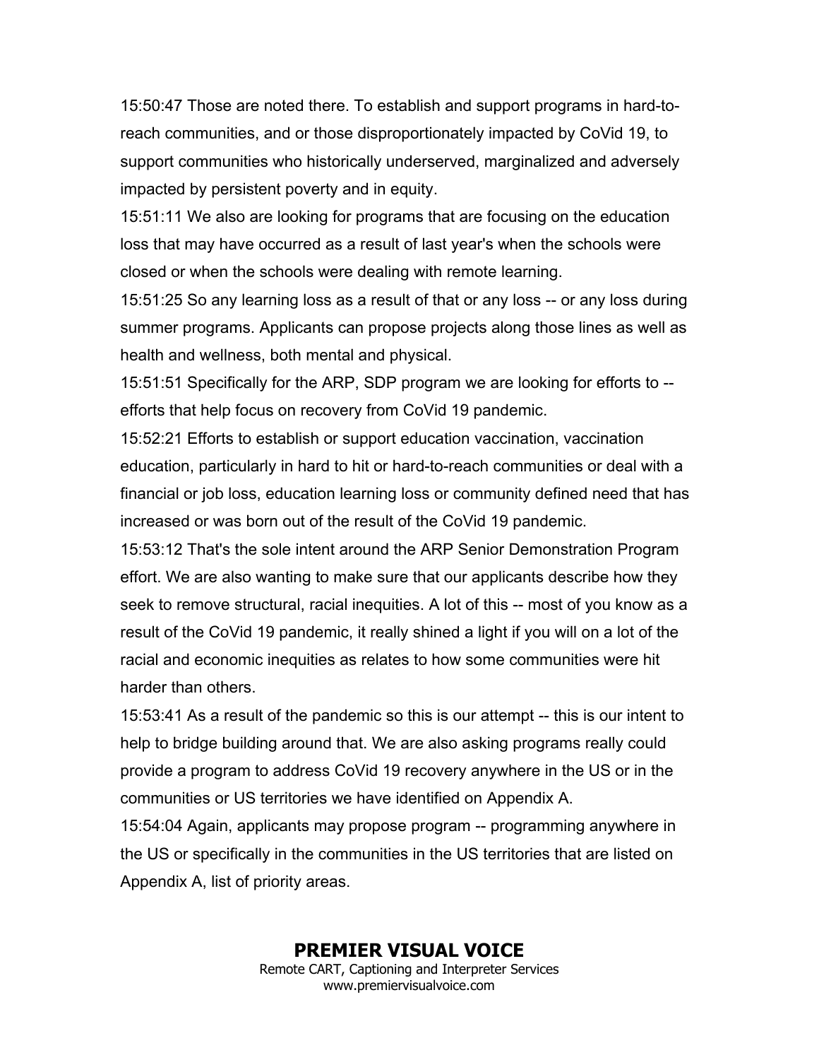15:50:47 Those are noted there. To establish and support programs in hard-to-reach communities, and or those disproportionately impacted by CoVid 19, to support communities who historically underserved, marginalized and adversely impacted by persistent poverty and in equity.

15:51:11 We also are looking for programs that are focusing on the education loss that may have occurred as a result of last year's when the schools were closed or when the schools were dealing with remote learning.

15:51:25 So any learning loss as a result of that or any loss -- or any loss during summer programs. Applicants can propose projects along those lines as well as health and wellness, both mental and physical.

15:51:51 Specifically for the ARP, SDP program we are looking for efforts to -- efforts that help focus on recovery from CoVid 19 pandemic.

15:52:21 Efforts to establish or support education vaccination, vaccination education, particularly in hard to hit or hard-to-reach communities or deal with a financial or job loss, education learning loss or community defined need that has increased or was born out of the result of the CoVid 19 pandemic.

15:53:12 That's the sole intent around the ARP Senior Demonstration Program effort. We are also wanting to make sure that our applicants describe how they seek to remove structural, racial inequities. A lot of this -- most of you know as a result of the CoVid 19 pandemic, it really shined a light if you will on a lot of the racial and economic inequities as relates to how some communities were hit harder than others.

15:53:41 As a result of the pandemic so this is our attempt -- this is our intent to help to bridge building around that. We are also asking programs really could provide a program to address CoVid 19 recovery anywhere in the US or in the communities or US territories we have identified on Appendix A.

15:54:04 Again, applicants may propose program -- programming anywhere in the US or specifically in the communities in the US territories that are listed on Appendix A, list of priority areas.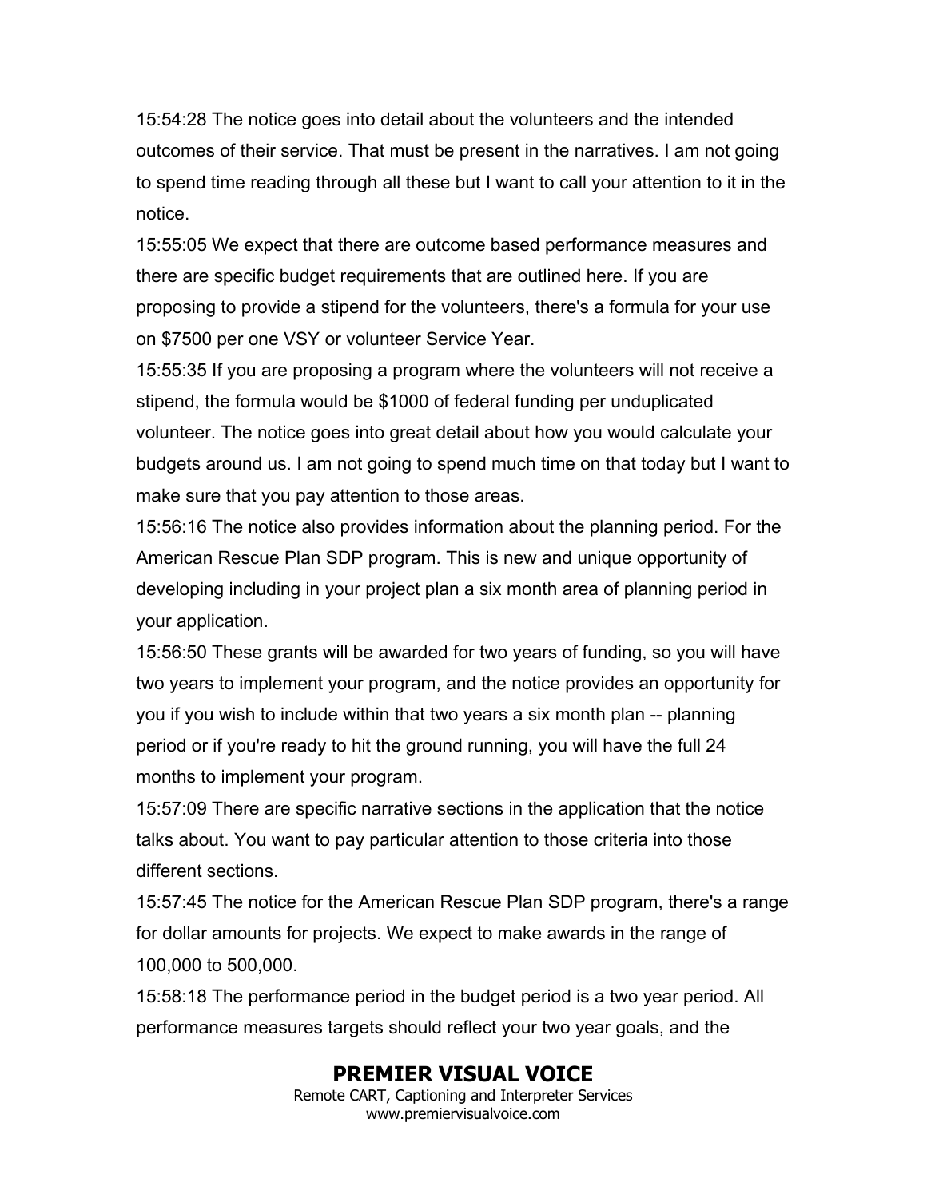15:54:28 The notice goes into detail about the volunteers and the intended outcomes of their service. That must be present in the narratives. I am not going to spend time reading through all these but I want to call your attention to it in the notice.

15:55:05 We expect that there are outcome based performance measures and there are specific budget requirements that are outlined here. If you are proposing to provide a stipend for the volunteers, there's a formula for your use on $7500 per one VSY or volunteer Service Year.

15:55:35 If you are proposing a program where the volunteers will not receive a stipend, the formula would be $1000 of federal funding per unduplicated volunteer. The notice goes into great detail about how you would calculate your budgets around us. I am not going to spend much time on that today but I want to make sure that you pay attention to those areas.

15:56:16 The notice also provides information about the planning period. For the American Rescue Plan SDP program. This is new and unique opportunity of developing including in your project plan a six month area of planning period in your application.

15:56:50 These grants will be awarded for two years of funding, so you will have two years to implement your program, and the notice provides an opportunity for you if you wish to include within that two years a six month plan -- planning period or if you're ready to hit the ground running, you will have the full 24 months to implement your program.

15:57:09 There are specific narrative sections in the application that the notice talks about. You want to pay particular attention to those criteria into those different sections.

15:57:45 The notice for the American Rescue Plan SDP program, there's a range for dollar amounts for projects. We expect to make awards in the range of 100,000 to 500,000.

15:58:18 The performance period in the budget period is a two year period. All performance measures targets should reflect your two year goals, and the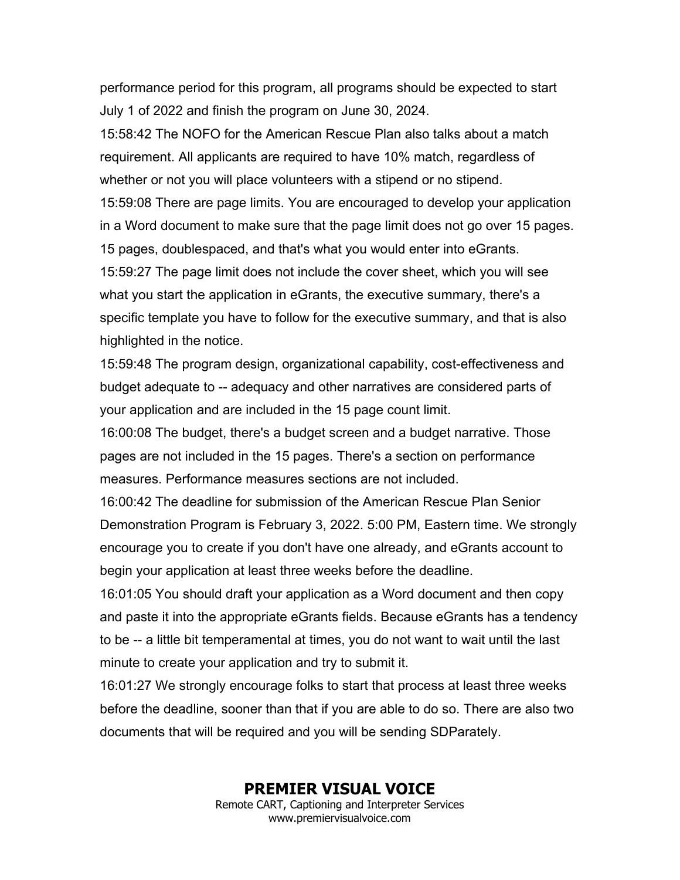performance period for this program, all programs should be expected to start July 1 of 2022 and finish the program on June 30, 2024.

15:58:42 The NOFO for the American Rescue Plan also talks about a match requirement. All applicants are required to have 10% match, regardless of whether or not you will place volunteers with a stipend or no stipend.

15:59:08 There are page limits. You are encouraged to develop your application in a Word document to make sure that the page limit does not go over 15 pages. 15 pages, doublespaced, and that's what you would enter into eGrants.

15:59:27 The page limit does not include the cover sheet, which you will see what you start the application in eGrants, the executive summary, there's a specific template you have to follow for the executive summary, and that is also highlighted in the notice.

15:59:48 The program design, organizational capability, cost-effectiveness and budget adequate to -- adequacy and other narratives are considered parts of your application and are included in the 15 page count limit.

16:00:08 The budget, there's a budget screen and a budget narrative. Those pages are not included in the 15 pages. There's a section on performance measures. Performance measures sections are not included.

16:00:42 The deadline for submission of the American Rescue Plan Senior Demonstration Program is February 3, 2022. 5:00 PM, Eastern time. We strongly encourage you to create if you don't have one already, and eGrants account to begin your application at least three weeks before the deadline.

16:01:05 You should draft your application as a Word document and then copy and paste it into the appropriate eGrants fields. Because eGrants has a tendency to be -- a little bit temperamental at times, you do not want to wait until the last minute to create your application and try to submit it.

16:01:27 We strongly encourage folks to start that process at least three weeks before the deadline, sooner than that if you are able to do so. There are also two documents that will be required and you will be sending SDParately.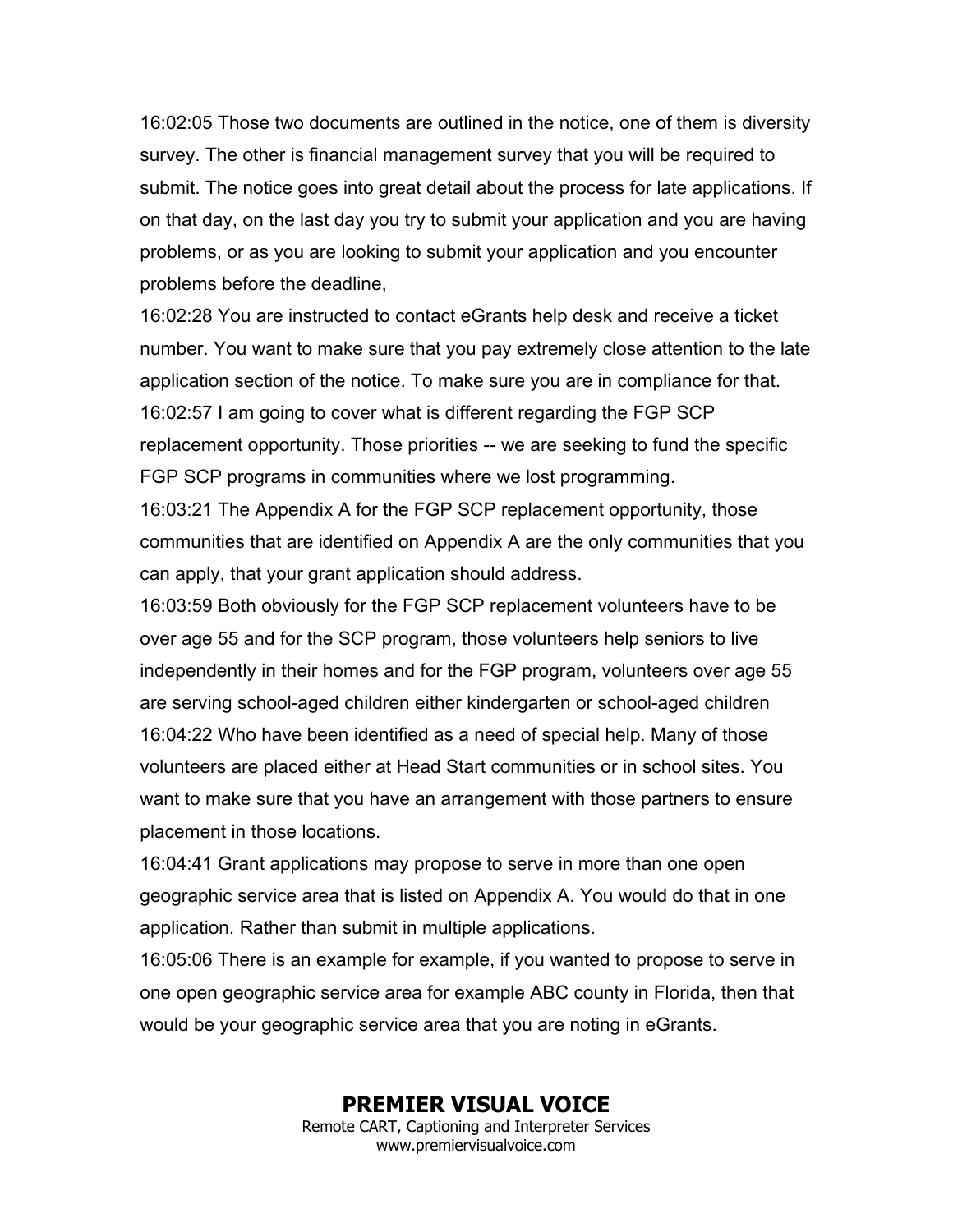16:02:05 Those two documents are outlined in the notice, one of them is diversity survey. The other is financial management survey that you will be required to submit. The notice goes into great detail about the process for late applications. If on that day, on the last day you try to submit your application and you are having problems, or as you are looking to submit your application and you encounter problems before the deadline,

16:02:28 You are instructed to contact eGrants help desk and receive a ticket number. You want to make sure that you pay extremely close attention to the late application section of the notice. To make sure you are in compliance for that.

16:02:57 I am going to cover what is different regarding the FGP SCP replacement opportunity. Those priorities -- we are seeking to fund the specific FGP SCP programs in communities where we lost programming.

16:03:21 The Appendix A for the FGP SCP replacement opportunity, those communities that are identified on Appendix A are the only communities that you can apply, that your grant application should address.

16:03:59 Both obviously for the FGP SCP replacement volunteers have to be over age 55 and for the SCP program, those volunteers help seniors to live independently in their homes and for the FGP program, volunteers over age 55 are serving school-aged children either kindergarten or school-aged children

16:04:22 Who have been identified as a need of special help. Many of those volunteers are placed either at Head Start communities or in school sites. You want to make sure that you have an arrangement with those partners to ensure placement in those locations.

16:04:41 Grant applications may propose to serve in more than one open geographic service area that is listed on Appendix A. You would do that in one application. Rather than submit in multiple applications.

16:05:06 There is an example for example, if you wanted to propose to serve in one open geographic service area for example ABC county in Florida, then that would be your geographic service area that you are noting in eGrants.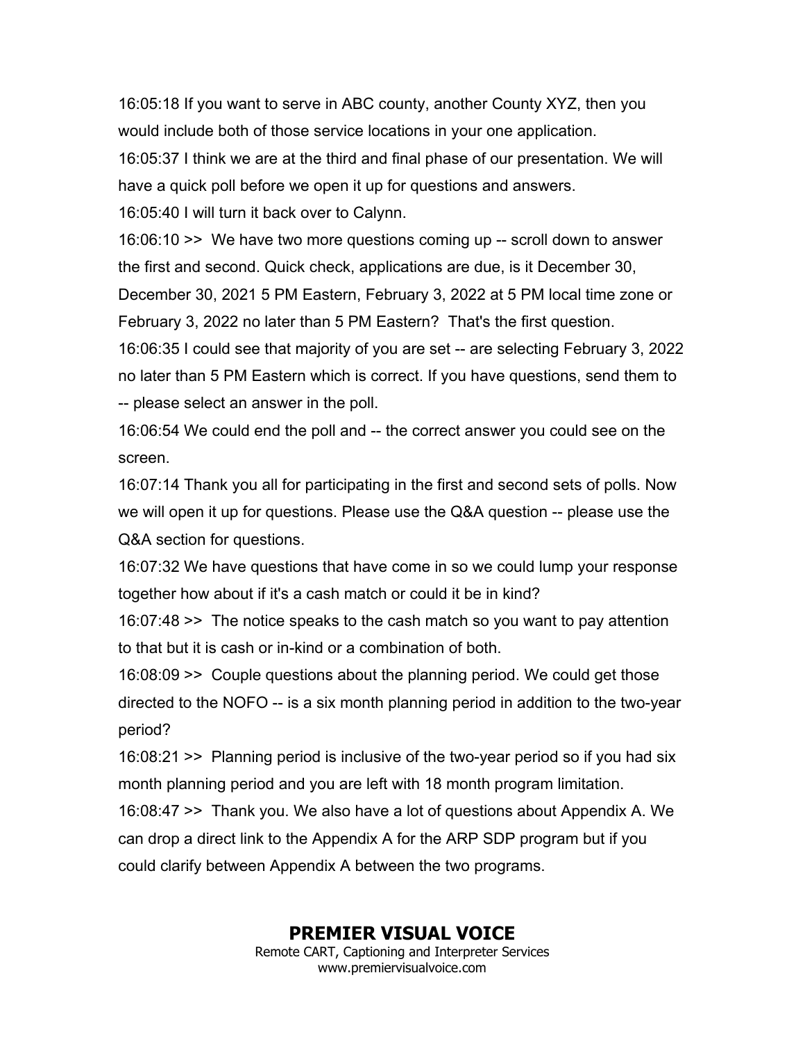16:05:18 If you want to serve in ABC county, another County XYZ, then you would include both of those service locations in your one application.

16:05:37 I think we are at the third and final phase of our presentation. We will have a quick poll before we open it up for questions and answers.

16:05:40 I will turn it back over to Calynn.

16:06:10 >> We have two more questions coming up -- scroll down to answer the first and second. Quick check, applications are due, is it December 30, December 30, 2021 5 PM Eastern, February 3, 2022 at 5 PM local time zone or February 3, 2022 no later than 5 PM Eastern? That's the first question.

16:06:35 I could see that majority of you are set -- are selecting February 3, 2022 no later than 5 PM Eastern which is correct. If you have questions, send them to -- please select an answer in the poll.

16:06:54 We could end the poll and -- the correct answer you could see on the screen.

16:07:14 Thank you all for participating in the first and second sets of polls. Now we will open it up for questions. Please use the Q&A question -- please use the Q&A section for questions.

16:07:32 We have questions that have come in so we could lump your response together how about if it's a cash match or could it be in kind?

16:07:48 >> The notice speaks to the cash match so you want to pay attention to that but it is cash or in-kind or a combination of both.

16:08:09 >> Couple questions about the planning period. We could get those directed to the NOFO -- is a six month planning period in addition to the two-year period?

16:08:21 >> Planning period is inclusive of the two-year period so if you had six month planning period and you are left with 18 month program limitation.

16:08:47 >> Thank you. We also have a lot of questions about Appendix A. We can drop a direct link to the Appendix A for the ARP SDP program but if you could clarify between Appendix A between the two programs.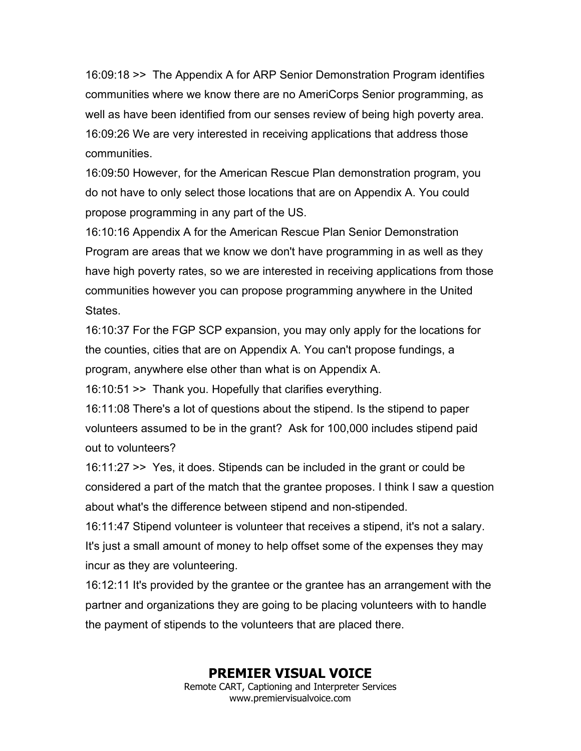16:09:18 >>  The Appendix A for ARP Senior Demonstration Program identifies communities where we know there are no AmeriCorps Senior programming, as well as have been identified from our senses review of being high poverty area.
16:09:26 We are very interested in receiving applications that address those communities.
16:09:50 However, for the American Rescue Plan demonstration program, you do not have to only select those locations that are on Appendix A. You could propose programming in any part of the US.
16:10:16 Appendix A for the American Rescue Plan Senior Demonstration Program are areas that we know we don't have programming in as well as they have high poverty rates, so we are interested in receiving applications from those communities however you can propose programming anywhere in the United States.
16:10:37 For the FGP SCP expansion, you may only apply for the locations for the counties, cities that are on Appendix A. You can't propose fundings, a program, anywhere else other than what is on Appendix A.
16:10:51 >>  Thank you. Hopefully that clarifies everything.
16:11:08 There's a lot of questions about the stipend. Is the stipend to paper volunteers assumed to be in the grant?  Ask for 100,000 includes stipend paid out to volunteers?
16:11:27 >>  Yes, it does. Stipends can be included in the grant or could be considered a part of the match that the grantee proposes. I think I saw a question about what's the difference between stipend and non-stipended.
16:11:47 Stipend volunteer is volunteer that receives a stipend, it's not a salary. It's just a small amount of money to help offset some of the expenses they may incur as they are volunteering.
16:12:11 It's provided by the grantee or the grantee has an arrangement with the partner and organizations they are going to be placing volunteers with to handle the payment of stipends to the volunteers that are placed there.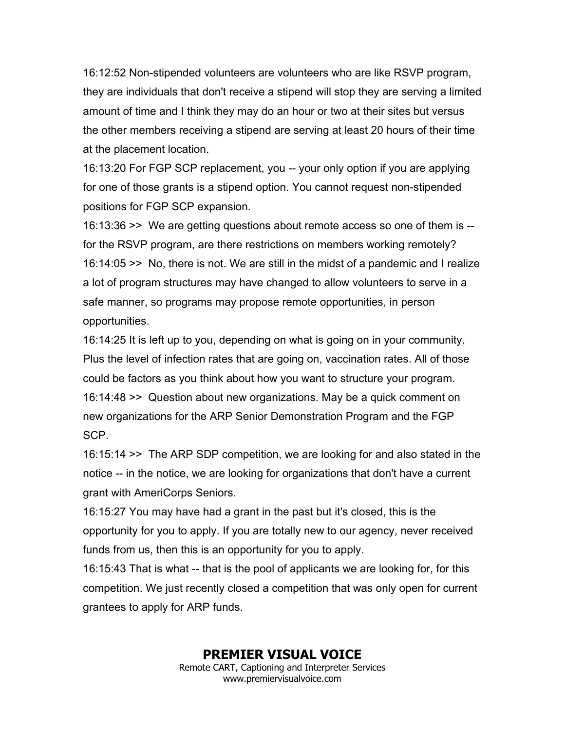16:12:52 Non-stipended volunteers are volunteers who are like RSVP program, they are individuals that don't receive a stipend will stop they are serving a limited amount of time and I think they may do an hour or two at their sites but versus the other members receiving a stipend are serving at least 20 hours of their time at the placement location.

16:13:20 For FGP SCP replacement, you -- your only option if you are applying for one of those grants is a stipend option. You cannot request non-stipended positions for FGP SCP expansion.

16:13:36 >> We are getting questions about remote access so one of them is -- for the RSVP program, are there restrictions on members working remotely?

16:14:05 >> No, there is not. We are still in the midst of a pandemic and I realize a lot of program structures may have changed to allow volunteers to serve in a safe manner, so programs may propose remote opportunities, in person opportunities.

16:14:25 It is left up to you, depending on what is going on in your community. Plus the level of infection rates that are going on, vaccination rates. All of those could be factors as you think about how you want to structure your program.

16:14:48 >> Question about new organizations. May be a quick comment on new organizations for the ARP Senior Demonstration Program and the FGP SCP.

16:15:14 >> The ARP SDP competition, we are looking for and also stated in the notice -- in the notice, we are looking for organizations that don't have a current grant with AmeriCorps Seniors.

16:15:27 You may have had a grant in the past but it's closed, this is the opportunity for you to apply. If you are totally new to our agency, never received funds from us, then this is an opportunity for you to apply.

16:15:43 That is what -- that is the pool of applicants we are looking for, for this competition. We just recently closed a competition that was only open for current grantees to apply for ARP funds.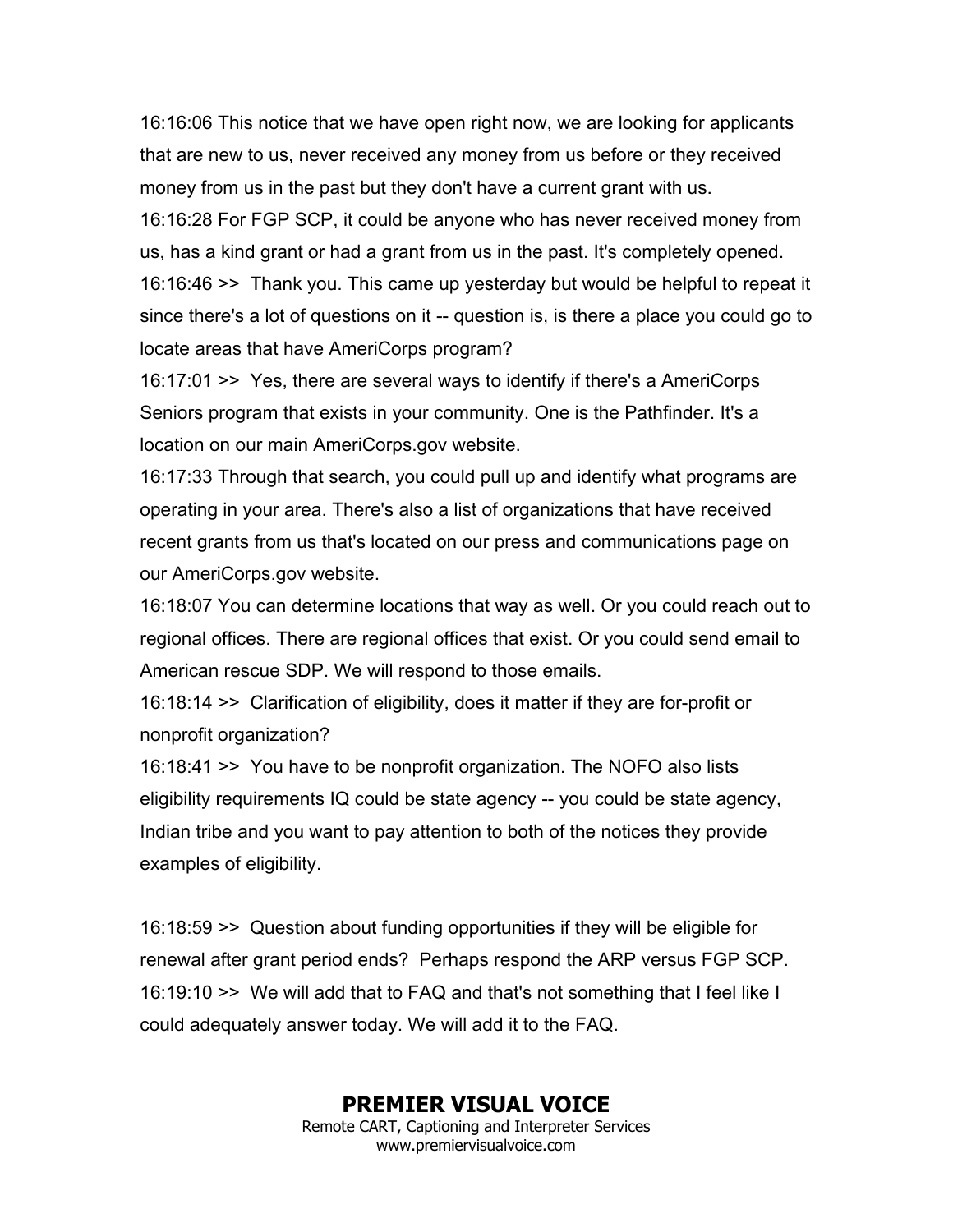16:16:06 This notice that we have open right now, we are looking for applicants that are new to us, never received any money from us before or they received money from us in the past but they don't have a current grant with us.

16:16:28 For FGP SCP, it could be anyone who has never received money from us, has a kind grant or had a grant from us in the past. It's completely opened.

16:16:46 >> Thank you. This came up yesterday but would be helpful to repeat it since there's a lot of questions on it -- question is, is there a place you could go to locate areas that have AmeriCorps program?

16:17:01 >> Yes, there are several ways to identify if there's a AmeriCorps Seniors program that exists in your community. One is the Pathfinder. It's a location on our main AmeriCorps.gov website.

16:17:33 Through that search, you could pull up and identify what programs are operating in your area. There's also a list of organizations that have received recent grants from us that's located on our press and communications page on our AmeriCorps.gov website.

16:18:07 You can determine locations that way as well. Or you could reach out to regional offices. There are regional offices that exist. Or you could send email to American rescue SDP. We will respond to those emails.

16:18:14 >> Clarification of eligibility, does it matter if they are for-profit or nonprofit organization?

16:18:41 >> You have to be nonprofit organization. The NOFO also lists eligibility requirements IQ could be state agency -- you could be state agency, Indian tribe and you want to pay attention to both of the notices they provide examples of eligibility.

16:18:59 >> Question about funding opportunities if they will be eligible for renewal after grant period ends? Perhaps respond the ARP versus FGP SCP.

16:19:10 >> We will add that to FAQ and that's not something that I feel like I could adequately answer today. We will add it to the FAQ.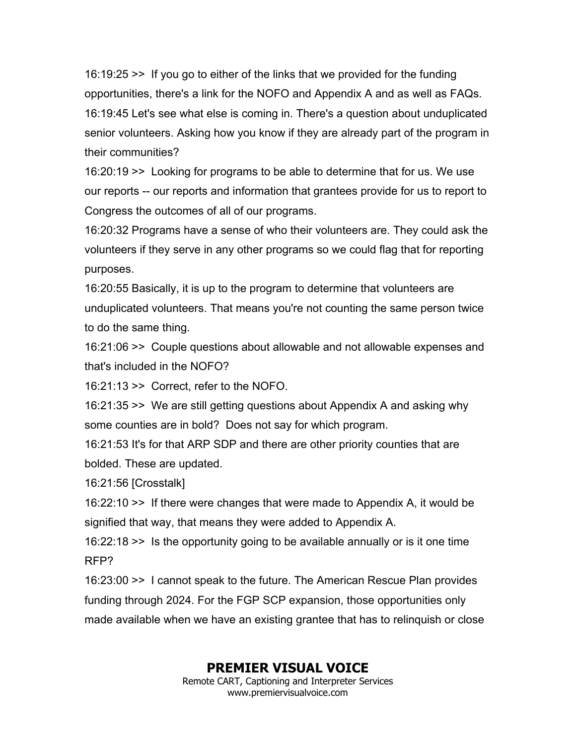16:19:25 >> If you go to either of the links that we provided for the funding opportunities, there's a link for the NOFO and Appendix A and as well as FAQs.

16:19:45 Let's see what else is coming in. There's a question about unduplicated senior volunteers. Asking how you know if they are already part of the program in their communities?

16:20:19 >> Looking for programs to be able to determine that for us. We use our reports -- our reports and information that grantees provide for us to report to Congress the outcomes of all of our programs.

16:20:32 Programs have a sense of who their volunteers are. They could ask the volunteers if they serve in any other programs so we could flag that for reporting purposes.

16:20:55 Basically, it is up to the program to determine that volunteers are unduplicated volunteers. That means you're not counting the same person twice to do the same thing.

16:21:06 >> Couple questions about allowable and not allowable expenses and that's included in the NOFO?

16:21:13 >> Correct, refer to the NOFO.

16:21:35 >> We are still getting questions about Appendix A and asking why some counties are in bold? Does not say for which program.

16:21:53 It's for that ARP SDP and there are other priority counties that are bolded. These are updated.

16:21:56 [Crosstalk]

16:22:10 >> If there were changes that were made to Appendix A, it would be signified that way, that means they were added to Appendix A.

16:22:18 >> Is the opportunity going to be available annually or is it one time RFP?

16:23:00 >> I cannot speak to the future. The American Rescue Plan provides funding through 2024. For the FGP SCP expansion, those opportunities only made available when we have an existing grantee that has to relinquish or close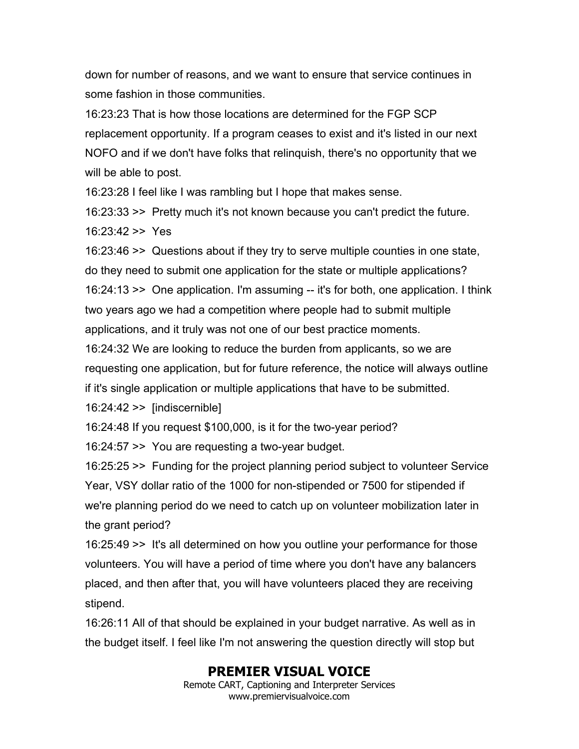down for number of reasons, and we want to ensure that service continues in some fashion in those communities.

16:23:23 That is how those locations are determined for the FGP SCP replacement opportunity. If a program ceases to exist and it's listed in our next NOFO and if we don't have folks that relinquish, there's no opportunity that we will be able to post.

16:23:28 I feel like I was rambling but I hope that makes sense.

16:23:33 >> Pretty much it's not known because you can't predict the future.

16:23:42 >> Yes

16:23:46 >> Questions about if they try to serve multiple counties in one state, do they need to submit one application for the state or multiple applications?

16:24:13 >> One application. I'm assuming -- it's for both, one application. I think two years ago we had a competition where people had to submit multiple applications, and it truly was not one of our best practice moments.

16:24:32 We are looking to reduce the burden from applicants, so we are requesting one application, but for future reference, the notice will always outline if it's single application or multiple applications that have to be submitted.

16:24:42 >> [indiscernible]

16:24:48 If you request $100,000, is it for the two-year period?

16:24:57 >> You are requesting a two-year budget.

16:25:25 >> Funding for the project planning period subject to volunteer Service Year, VSY dollar ratio of the 1000 for non-stipended or 7500 for stipended if we're planning period do we need to catch up on volunteer mobilization later in the grant period?

16:25:49 >> It's all determined on how you outline your performance for those volunteers. You will have a period of time where you don't have any balancers placed, and then after that, you will have volunteers placed they are receiving stipend.

16:26:11 All of that should be explained in your budget narrative. As well as in the budget itself. I feel like I'm not answering the question directly will stop but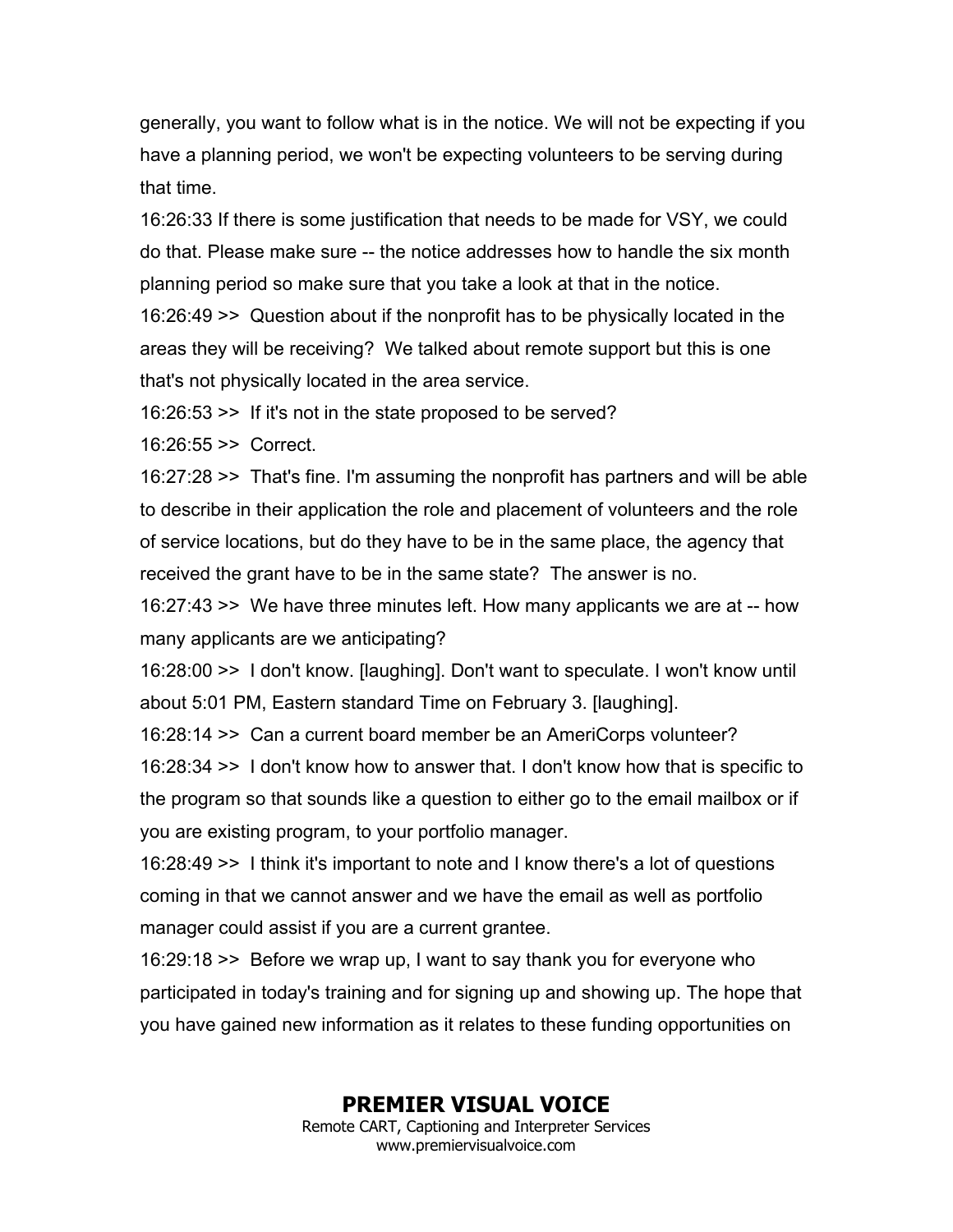generally, you want to follow what is in the notice. We will not be expecting if you have a planning period, we won't be expecting volunteers to be serving during that time.

16:26:33 If there is some justification that needs to be made for VSY, we could do that. Please make sure -- the notice addresses how to handle the six month planning period so make sure that you take a look at that in the notice.

16:26:49 >> Question about if the nonprofit has to be physically located in the areas they will be receiving? We talked about remote support but this is one that's not physically located in the area service.

16:26:53 >> If it's not in the state proposed to be served?

16:26:55 >> Correct.

16:27:28 >> That's fine. I'm assuming the nonprofit has partners and will be able to describe in their application the role and placement of volunteers and the role of service locations, but do they have to be in the same place, the agency that received the grant have to be in the same state? The answer is no.

16:27:43 >> We have three minutes left. How many applicants we are at -- how many applicants are we anticipating?

16:28:00 >> I don't know. [laughing]. Don't want to speculate. I won't know until about 5:01 PM, Eastern standard Time on February 3. [laughing].

16:28:14 >> Can a current board member be an AmeriCorps volunteer?

16:28:34 >> I don't know how to answer that. I don't know how that is specific to the program so that sounds like a question to either go to the email mailbox or if you are existing program, to your portfolio manager.

16:28:49 >> I think it's important to note and I know there's a lot of questions coming in that we cannot answer and we have the email as well as portfolio manager could assist if you are a current grantee.

16:29:18 >> Before we wrap up, I want to say thank you for everyone who participated in today's training and for signing up and showing up. The hope that you have gained new information as it relates to these funding opportunities on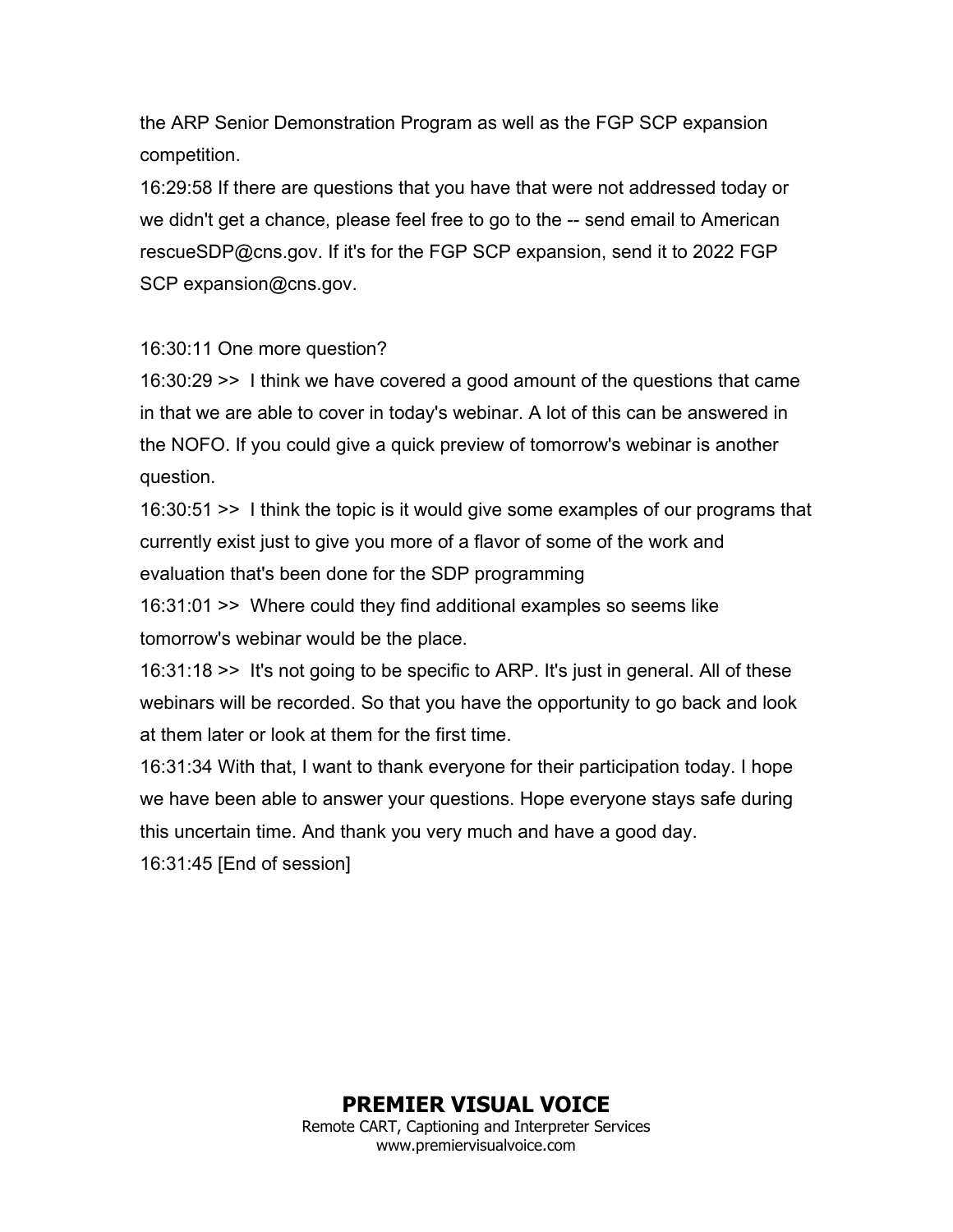the ARP Senior Demonstration Program as well as the FGP SCP expansion competition.

16:29:58 If there are questions that you have that were not addressed today or we didn't get a chance, please feel free to go to the -- send email to American rescueSDP@cns.gov. If it's for the FGP SCP expansion, send it to 2022 FGP SCP expansion@cns.gov.

16:30:11 One more question?

16:30:29 >>  I think we have covered a good amount of the questions that came in that we are able to cover in today's webinar. A lot of this can be answered in the NOFO. If you could give a quick preview of tomorrow's webinar is another question.

16:30:51 >>  I think the topic is it would give some examples of our programs that currently exist just to give you more of a flavor of some of the work and evaluation that's been done for the SDP programming

16:31:01 >>  Where could they find additional examples so seems like tomorrow's webinar would be the place.

16:31:18 >>  It's not going to be specific to ARP. It's just in general. All of these webinars will be recorded. So that you have the opportunity to go back and look at them later or look at them for the first time.

16:31:34 With that, I want to thank everyone for their participation today. I hope we have been able to answer your questions. Hope everyone stays safe during this uncertain time. And thank you very much and have a good day.

16:31:45 [End of session]